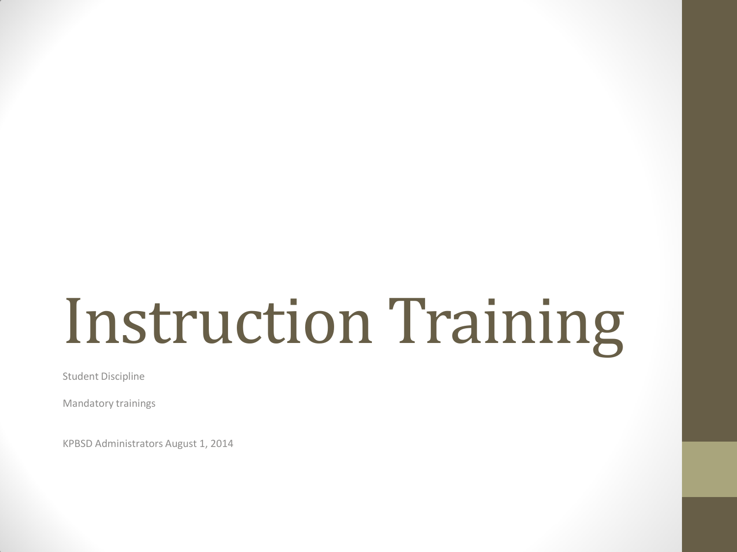# Instruction Training

Student Discipline

Mandatory trainings

KPBSD Administrators August 1, 2014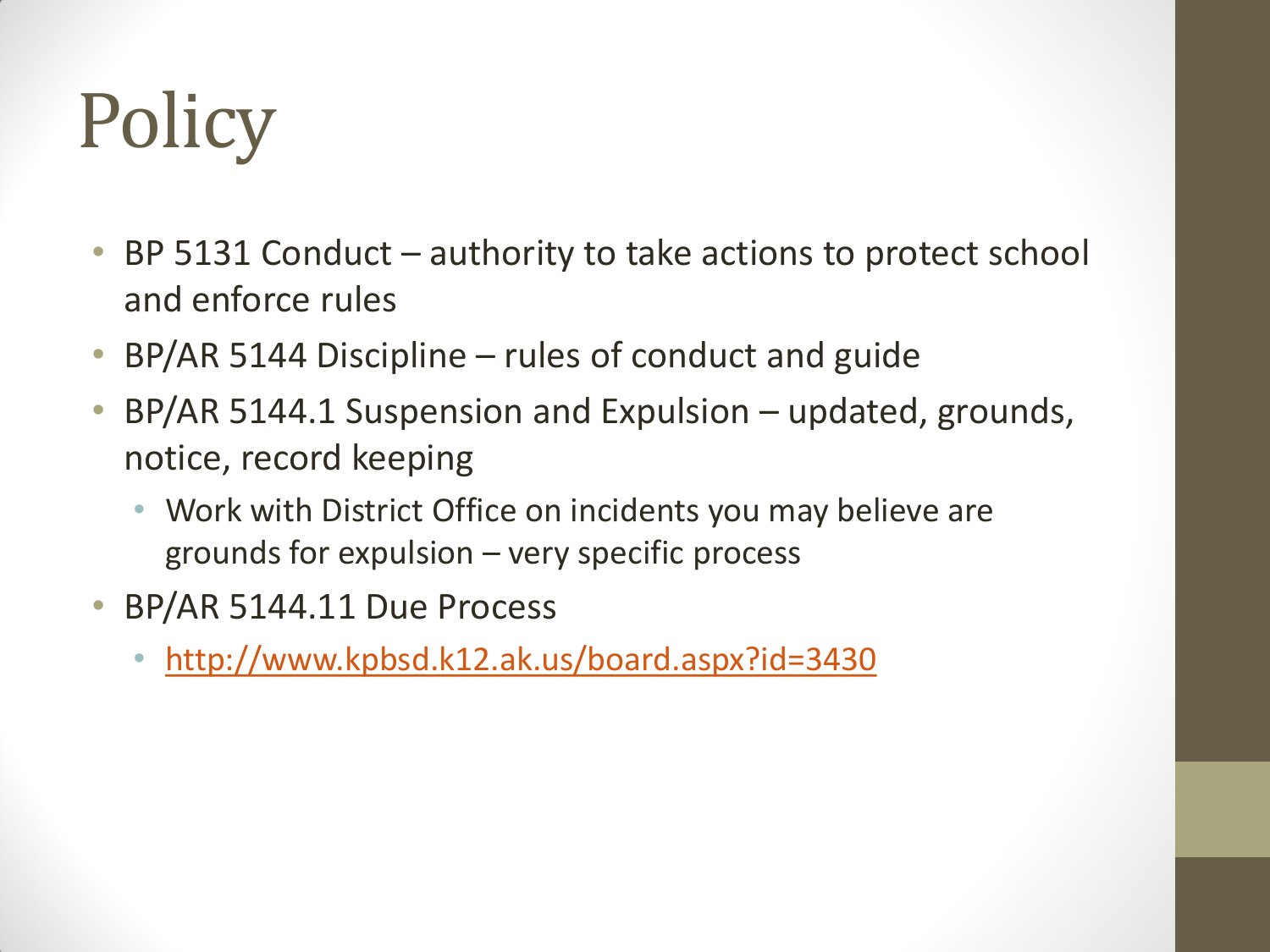# Policy

- BP 5131 Conduct – authority to take actions to protect school and enforce rules
- BP/AR 5144 Discipline – rules of conduct and guide
- BP/AR 5144.1 Suspension and Expulsion – updated, grounds, notice, record keeping
  - Work with District Office on incidents you may believe are grounds for expulsion – very specific process
- BP/AR 5144.11 Due Process
  - http://www.kpbsd.k12.ak.us/board.aspx?id=3430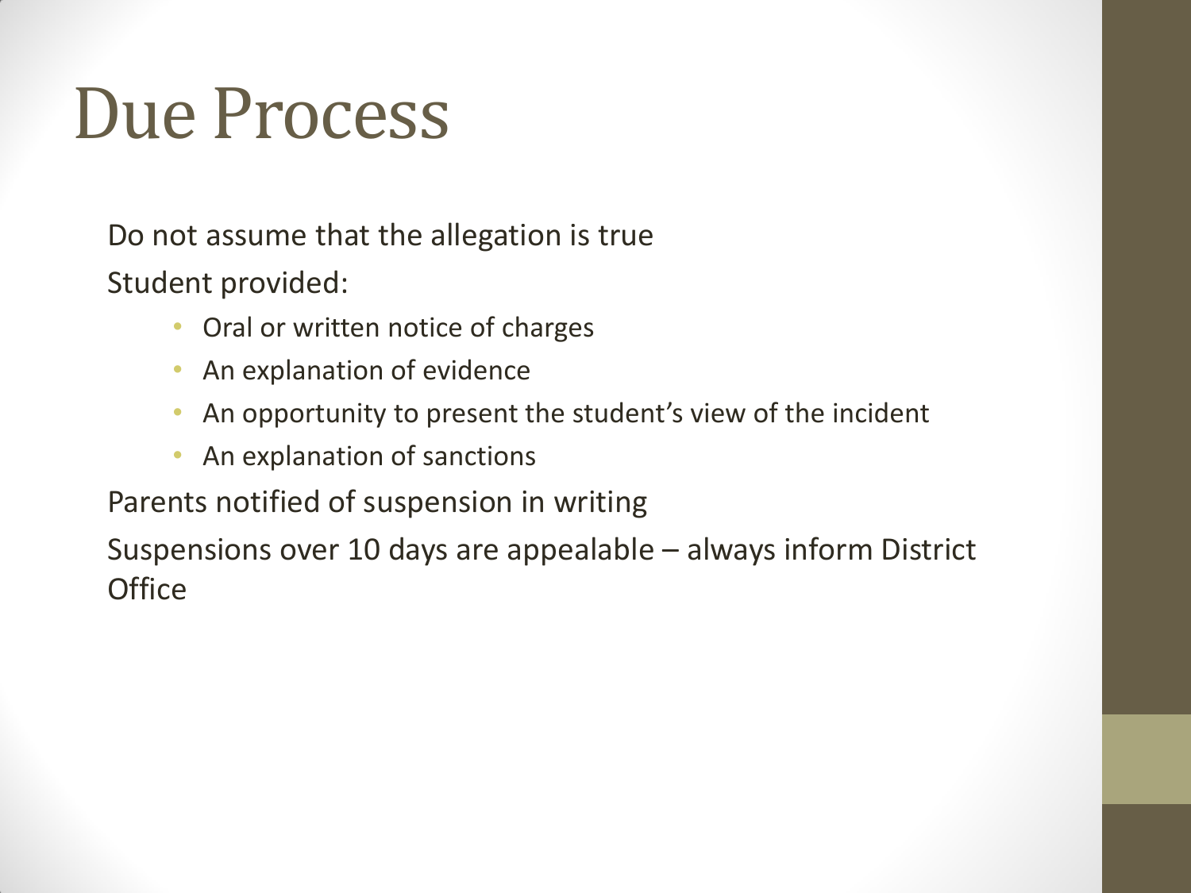# Due Process

Do not assume that the allegation is true

Student provided:

- Oral or written notice of charges
- An explanation of evidence
- An opportunity to present the student's view of the incident
- An explanation of sanctions

Parents notified of suspension in writing

Suspensions over 10 days are appealable – always inform District Office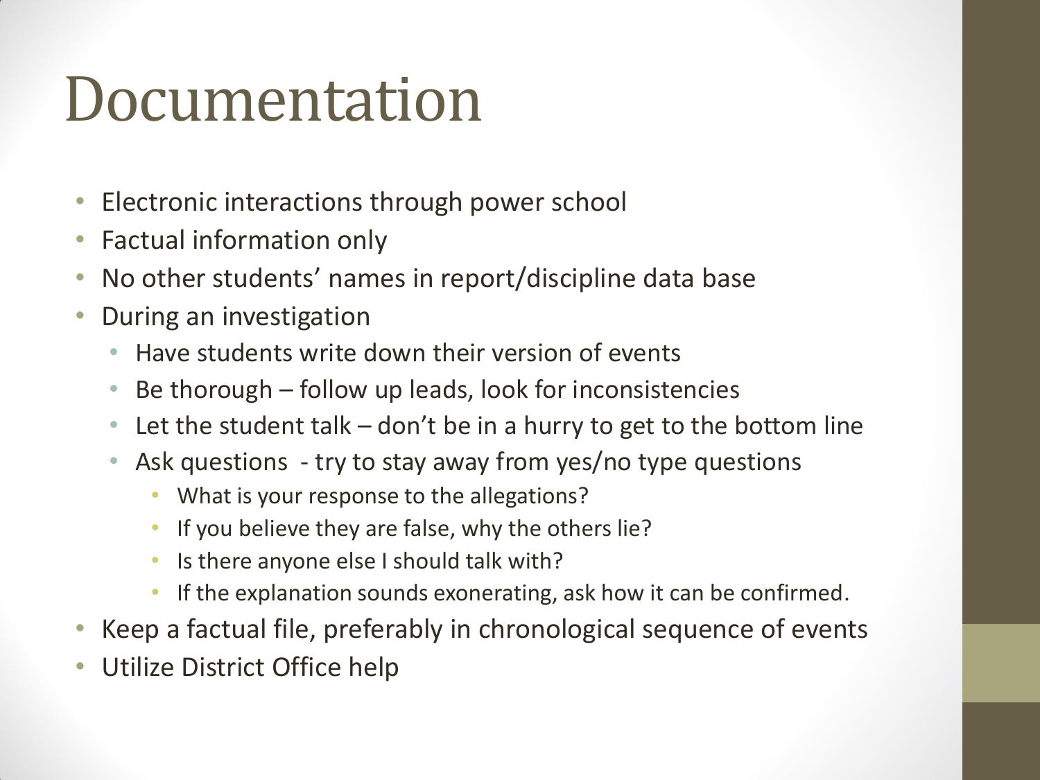# Documentation

- Electronic interactions through power school
- Factual information only
- No other students' names in report/discipline data base
- During an investigation
  - Have students write down their version of events
  - Be thorough – follow up leads, look for inconsistencies
  - Let the student talk – don't be in a hurry to get to the bottom line
  - Ask questions - try to stay away from yes/no type questions
    - What is your response to the allegations?
    - If you believe they are false, why the others lie?
    - Is there anyone else I should talk with?
    - If the explanation sounds exonerating, ask how it can be confirmed.
- Keep a factual file, preferably in chronological sequence of events
- Utilize District Office help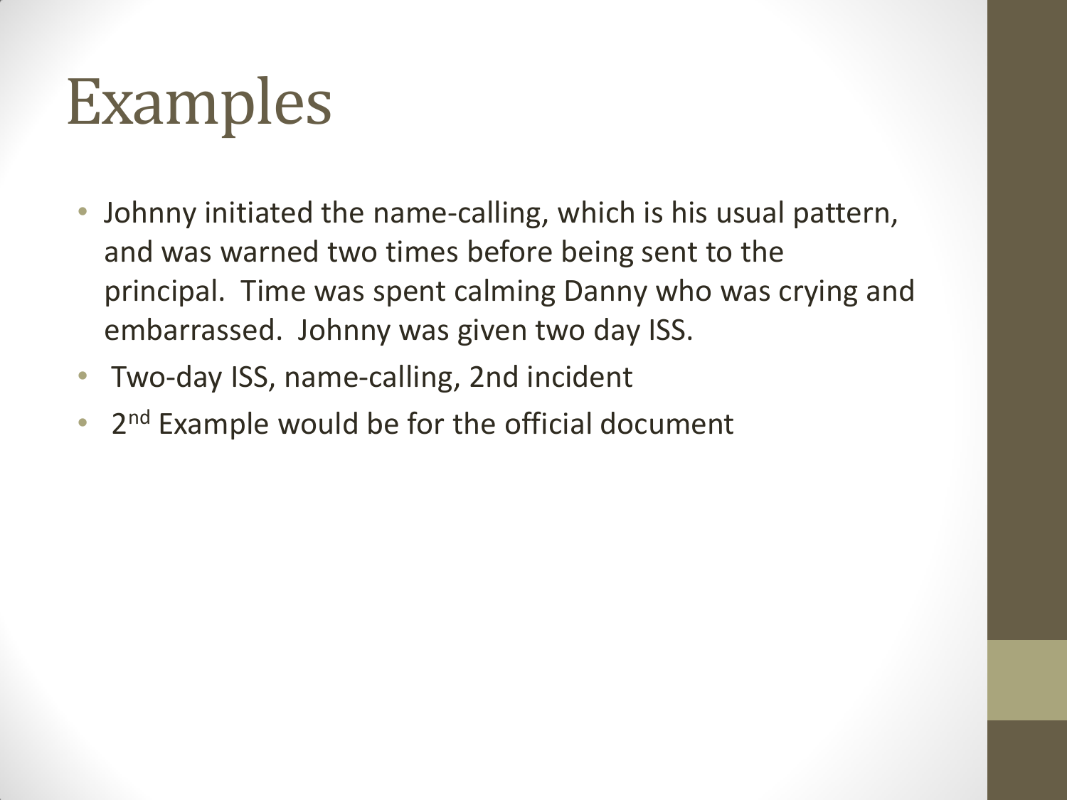# Examples

- Johnny initiated the name-calling, which is his usual pattern, and was warned two times before being sent to the principal.  Time was spent calming Danny who was crying and embarrassed.  Johnny was given two day ISS.
- Two-day ISS, name-calling, 2nd incident
- 2nd Example would be for the official document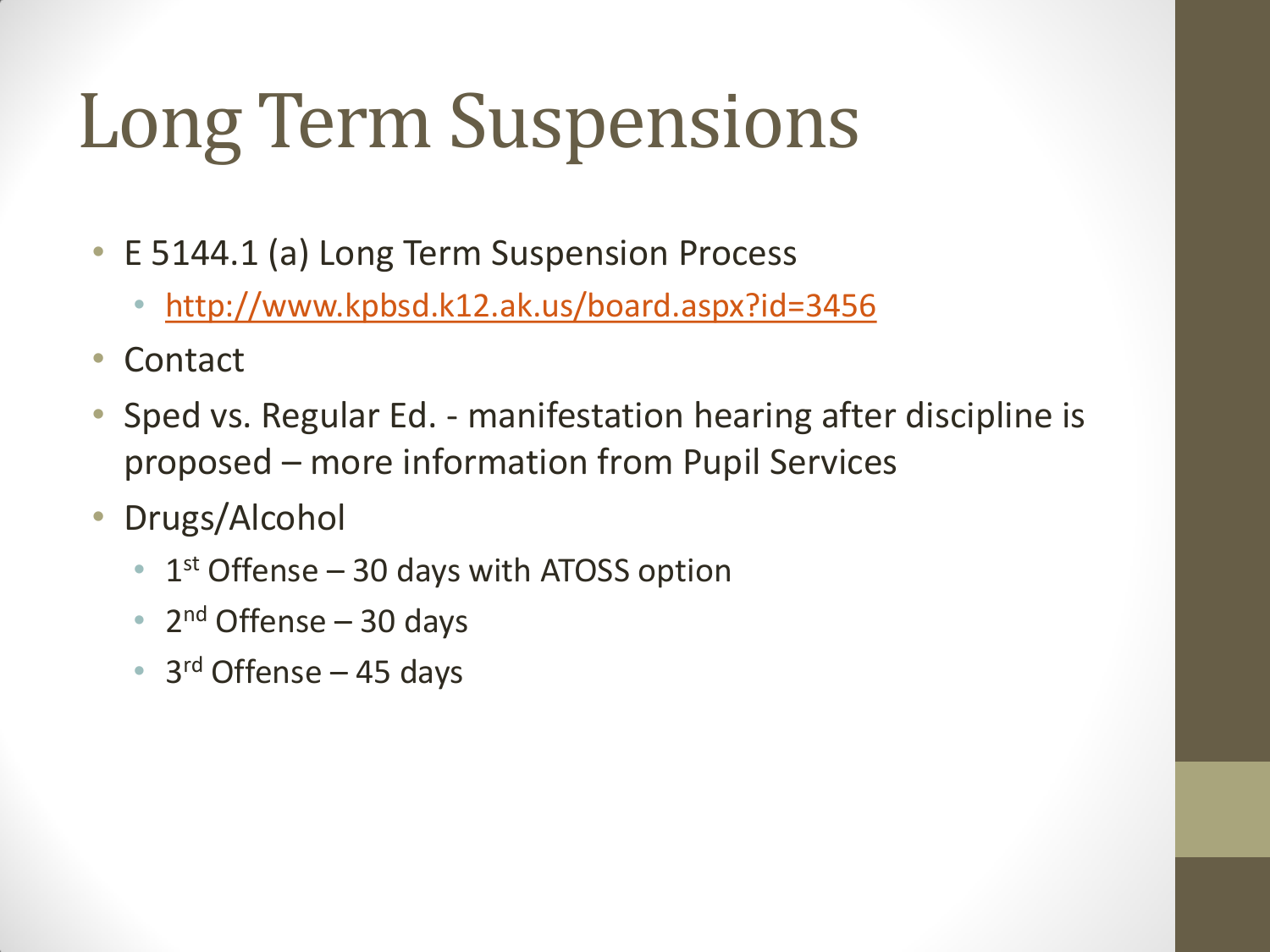# Long Term Suspensions

- E 5144.1 (a) Long Term Suspension Process
  - http://www.kpbsd.k12.ak.us/board.aspx?id=3456
- Contact
- Sped vs. Regular Ed. - manifestation hearing after discipline is proposed – more information from Pupil Services
- Drugs/Alcohol
  - 1st Offense – 30 days with ATOSS option
  - 2nd Offense – 30 days
  - 3rd Offense – 45 days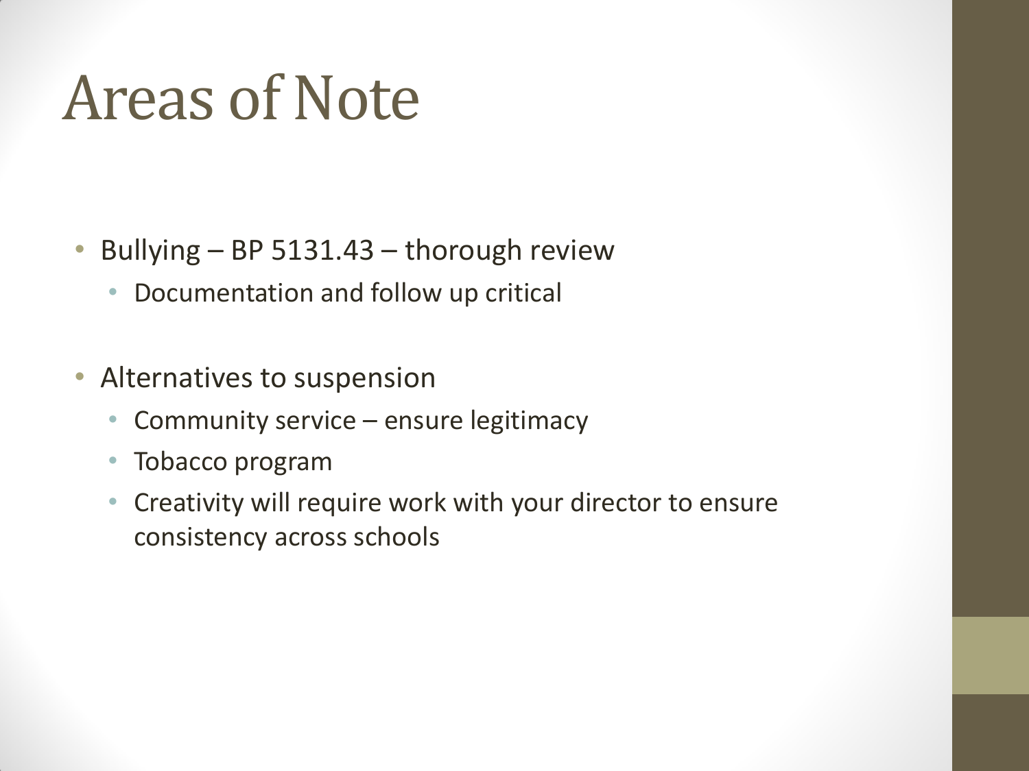# Areas of Note

- Bullying – BP 5131.43 – thorough review
  - Documentation and follow up critical
- Alternatives to suspension
  - Community service – ensure legitimacy
  - Tobacco program
  - Creativity will require work with your director to ensure consistency across schools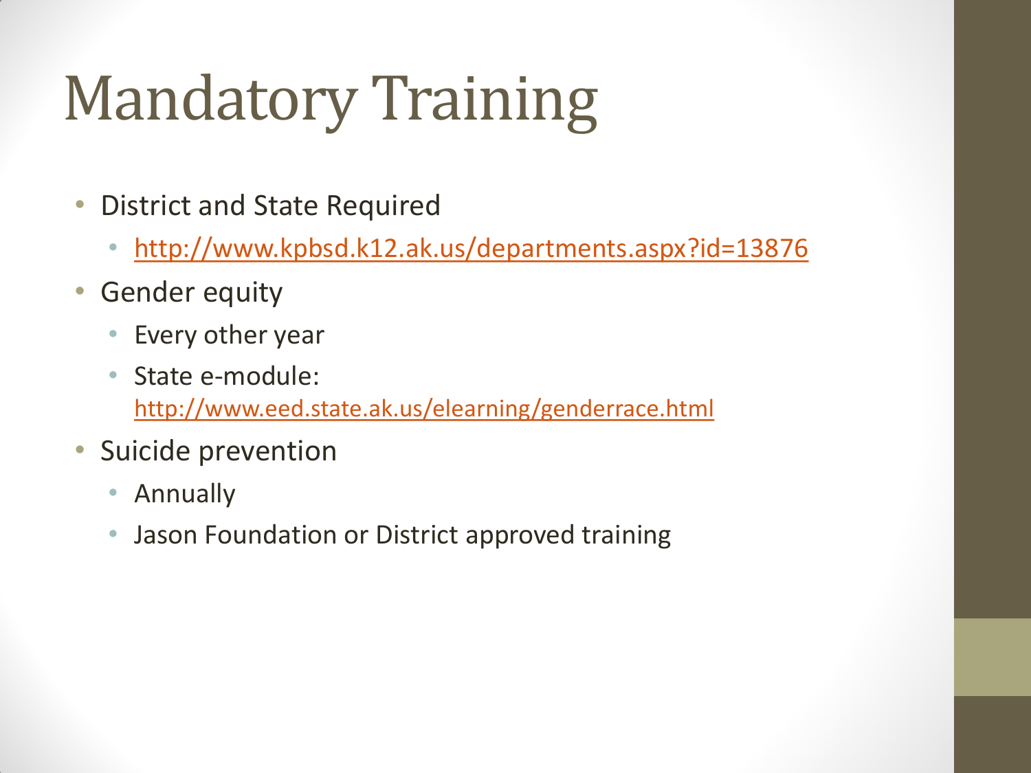# Mandatory Training

- District and State Required
  - http://www.kpbsd.k12.ak.us/departments.aspx?id=13876
- Gender equity
  - Every other year
  - State e-module: http://www.eed.state.ak.us/elearning/genderrace.html
- Suicide prevention
  - Annually
  - Jason Foundation or District approved training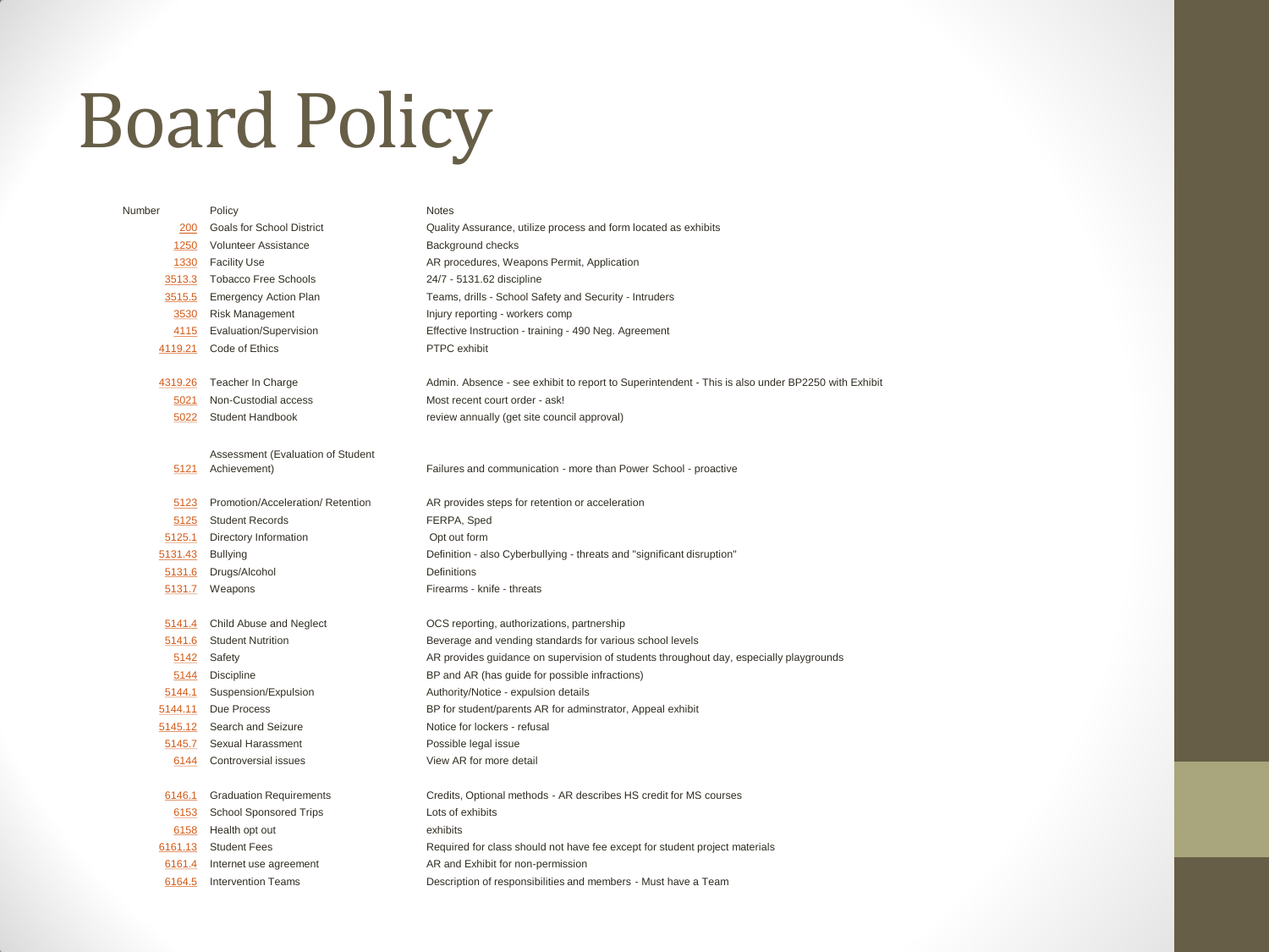# Board Policy

| Number | Policy | Notes |
| --- | --- | --- |
| 200 | Goals for School District | Quality Assurance, utilize process and form located as exhibits |
| 1250 | Volunteer Assistance | Background checks |
| 1330 | Facility Use | AR procedures, Weapons Permit, Application |
| 3513.3 | Tobacco Free Schools | 24/7 - 5131.62 discipline |
| 3515.5 | Emergency Action Plan | Teams, drills - School Safety and Security - Intruders |
| 3530 | Risk Management | Injury reporting - workers comp |
| 4115 | Evaluation/Supervision | Effective Instruction - training - 490 Neg. Agreement |
| 4119.21 | Code of Ethics | PTPC exhibit |
| 4319.26 | Teacher In Charge | Admin. Absence - see exhibit to report to Superintendent - This is also under BP2250 with Exhibit |
| 5021 | Non-Custodial access | Most recent court order - ask! |
| 5022 | Student Handbook | review annually (get site council approval) |
| 5121 | Assessment (Evaluation of Student Achievement) | Failures and communication - more than Power School - proactive |
| 5123 | Promotion/Acceleration/ Retention | AR provides steps for retention or acceleration |
| 5125 | Student Records | FERPA, Sped |
| 5125.1 | Directory Information | Opt out form |
| 5131.43 | Bullying | Definition - also Cyberbullying - threats and "significant disruption" |
| 5131.6 | Drugs/Alcohol | Definitions |
| 5131.7 | Weapons | Firearms - knife - threats |
| 5141.4 | Child Abuse and Neglect | OCS reporting, authorizations, partnership |
| 5141.6 | Student Nutrition | Beverage and vending standards for various school levels |
| 5142 | Safety | AR provides guidance on supervision of students throughout day, especially playgrounds |
| 5144 | Discipline | BP and AR (has guide for possible infractions) |
| 5144.1 | Suspension/Expulsion | Authority/Notice - expulsion details |
| 5144.11 | Due Process | BP for student/parents AR for adminstrator, Appeal exhibit |
| 5145.12 | Search and Seizure | Notice for lockers - refusal |
| 5145.7 | Sexual Harassment | Possible legal issue |
| 6144 | Controversial issues | View AR for more detail |
| 6146.1 | Graduation Requirements | Credits, Optional methods - AR describes HS credit for MS courses |
| 6153 | School Sponsored Trips | Lots of exhibits |
| 6158 | Health opt out | exhibits |
| 6161.13 | Student Fees | Required for class should not have fee except for student project materials |
| 6161.4 | Internet use agreement | AR and Exhibit for non-permission |
| 6164.5 | Intervention Teams | Description of responsibilities and members - Must have a Team |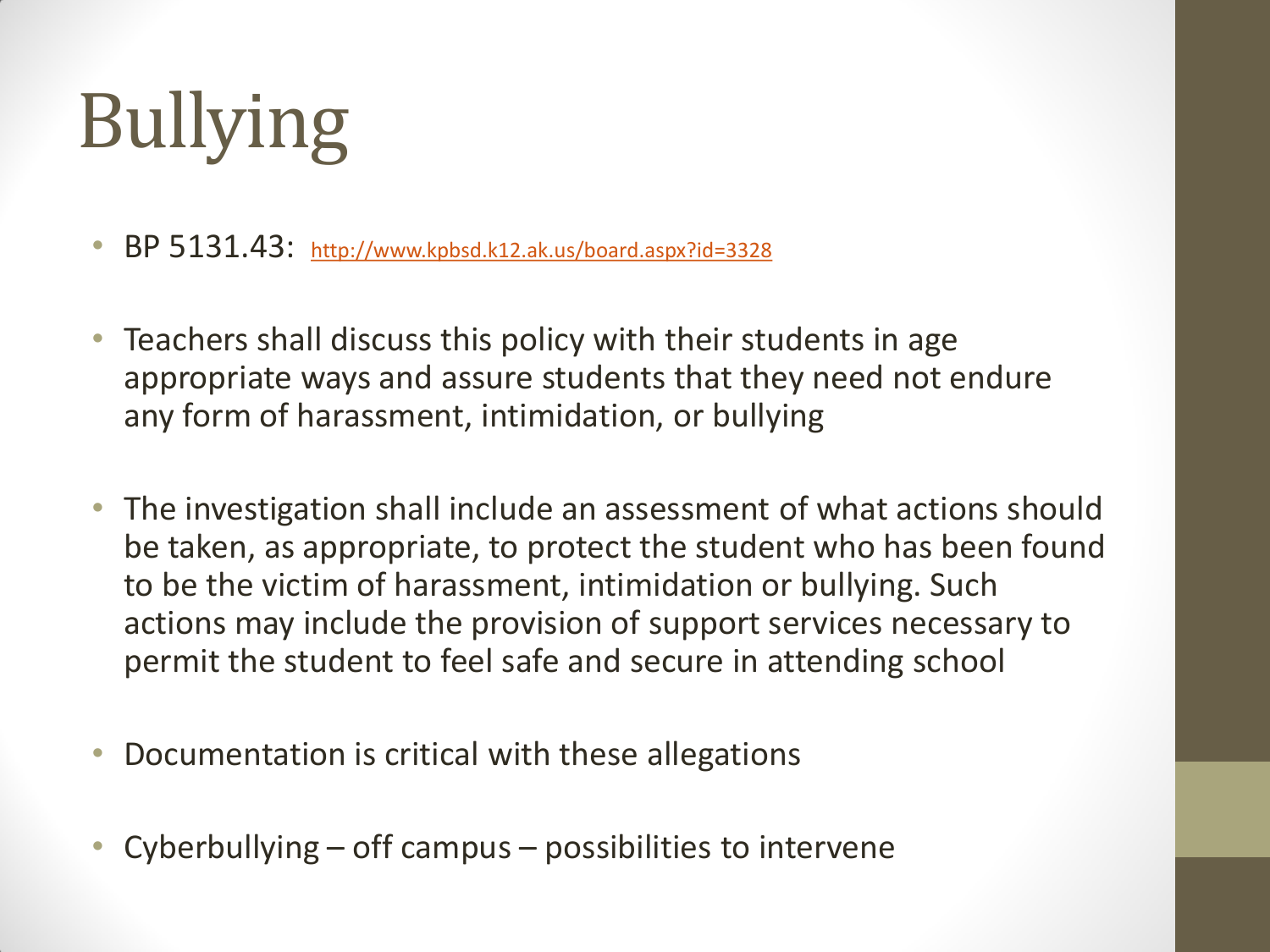# Bullying

- BP 5131.43: http://www.kpbsd.k12.ak.us/board.aspx?id=3328
- Teachers shall discuss this policy with their students in age appropriate ways and assure students that they need not endure any form of harassment, intimidation, or bullying
- The investigation shall include an assessment of what actions should be taken, as appropriate, to protect the student who has been found to be the victim of harassment, intimidation or bullying. Such actions may include the provision of support services necessary to permit the student to feel safe and secure in attending school
- Documentation is critical with these allegations
- Cyberbullying – off campus – possibilities to intervene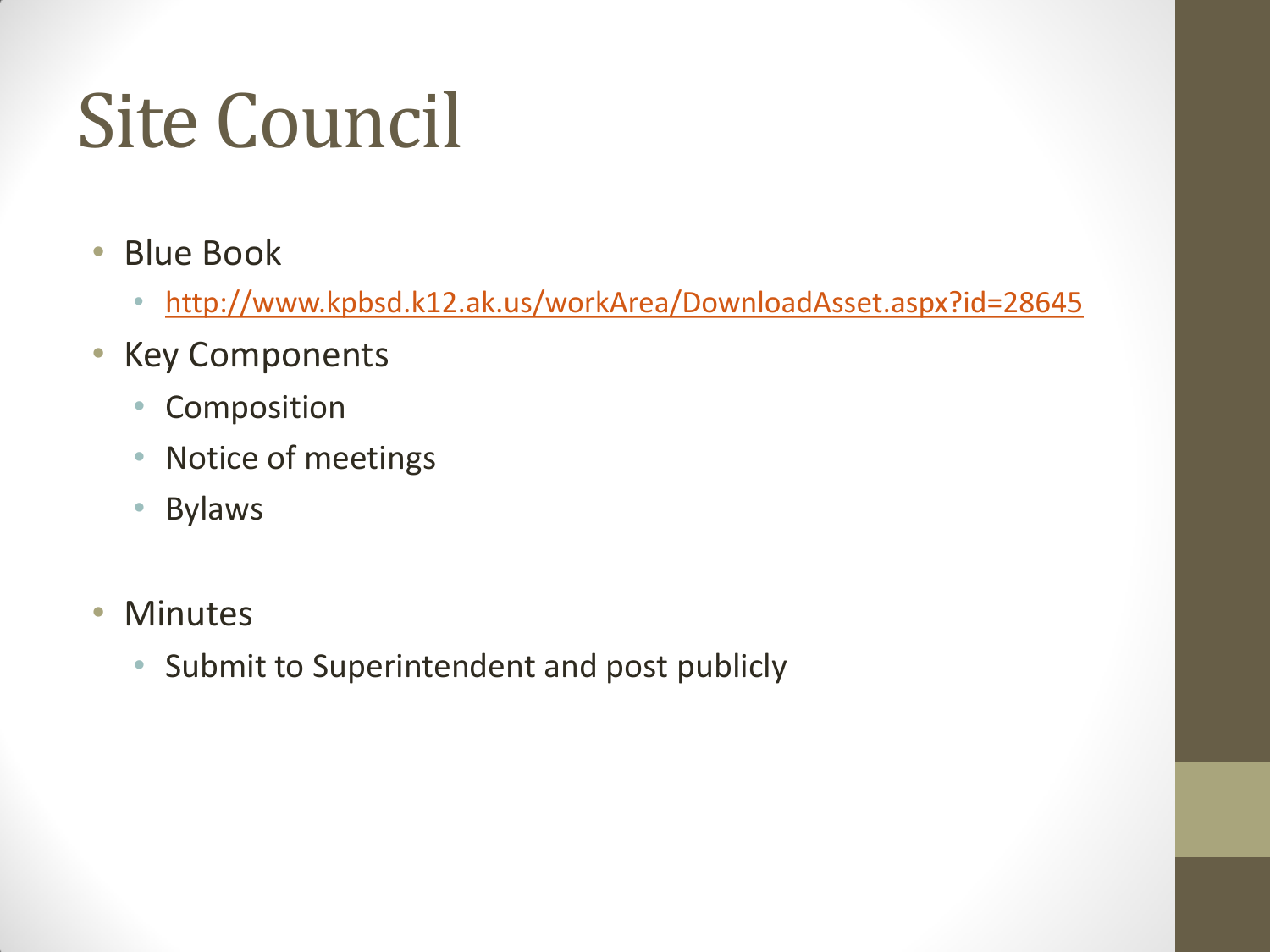# Site Council

- Blue Book
  - http://www.kpbsd.k12.ak.us/workArea/DownloadAsset.aspx?id=28645
- Key Components
  - Composition
  - Notice of meetings
  - Bylaws
- Minutes
  - Submit to Superintendent and post publicly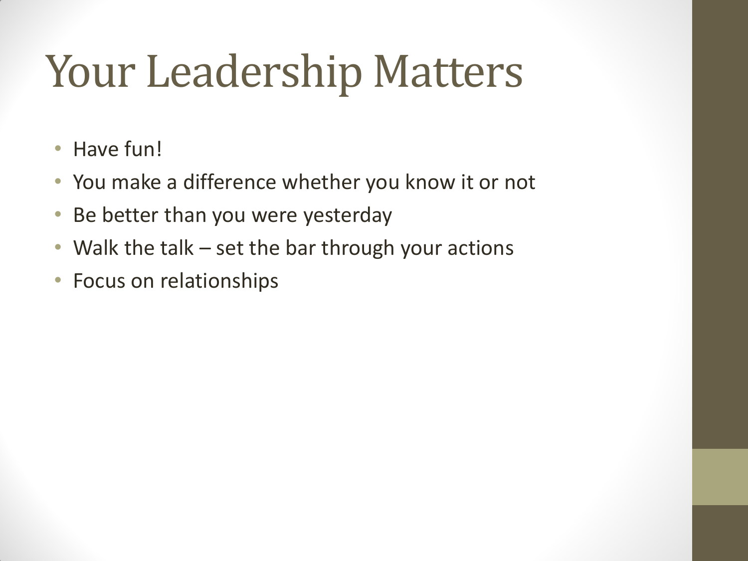# Your Leadership Matters

- Have fun!
- You make a difference whether you know it or not
- Be better than you were yesterday
- Walk the talk – set the bar through your actions
- Focus on relationships